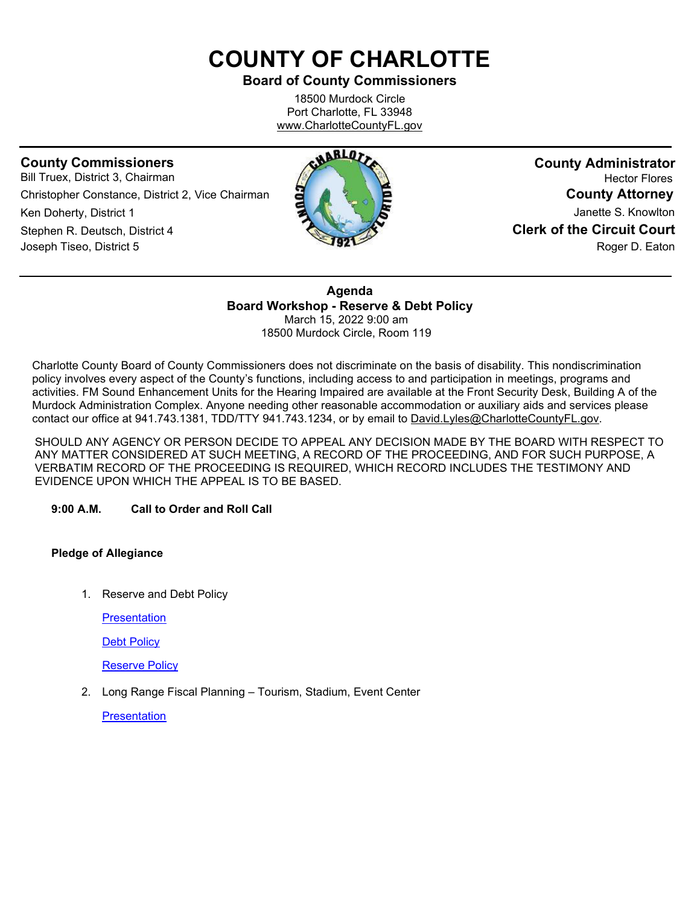# COUNTY OF CHARLOTTE

**Board of County Commissioners**

18500 Murdock Circle
Port Charlotte, FL 33948
www.CharlotteCountyFL.gov

---

**County Commissioners**
Bill Truex, District 3, Chairman
Christopher Constance, District 2, Vice Chairman
Ken Doherty, District 1
Stephen R. Deutsch, District 4
Joseph Tiseo, District 5

**County Administrator**
Hector Flores

**County Attorney**
Janette S. Knowlton

**Clerk of the Circuit Court**
Roger D. Eaton

---

**Agenda**
**Board Workshop - Reserve & Debt Policy**
March 15, 2022 9:00 am
18500 Murdock Circle, Room 119

Charlotte County Board of County Commissioners does not discriminate on the basis of disability. This nondiscrimination policy involves every aspect of the County's functions, including access to and participation in meetings, programs and activities. FM Sound Enhancement Units for the Hearing Impaired are available at the Front Security Desk, Building A of the Murdock Administration Complex. Anyone needing other reasonable accommodation or auxiliary aids and services please contact our office at 941.743.1381, TDD/TTY 941.743.1234, or by email to David.Lyles@CharlotteCountyFL.gov.

SHOULD ANY AGENCY OR PERSON DECIDE TO APPEAL ANY DECISION MADE BY THE BOARD WITH RESPECT TO ANY MATTER CONSIDERED AT SUCH MEETING, A RECORD OF THE PROCEEDING, AND FOR SUCH PURPOSE, A VERBATIM RECORD OF THE PROCEEDING IS REQUIRED, WHICH RECORD INCLUDES THE TESTIMONY AND EVIDENCE UPON WHICH THE APPEAL IS TO BE BASED.

**9:00 A.M. Call to Order and Roll Call**

**Pledge of Allegiance**

1. Reserve and Debt Policy

   Presentation

   Debt Policy

   Reserve Policy

2. Long Range Fiscal Planning – Tourism, Stadium, Event Center

   Presentation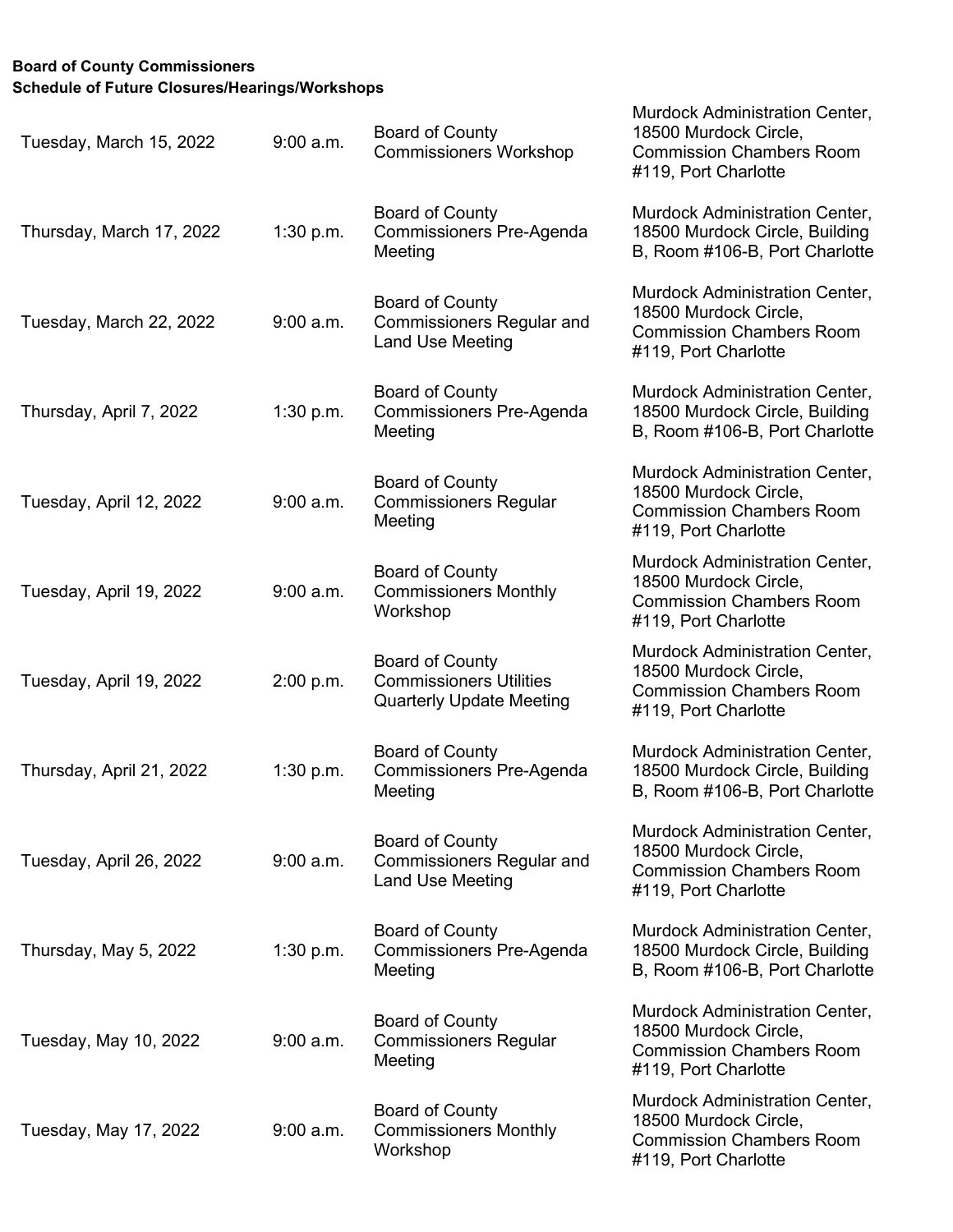**Board of County Commissioners**
**Schedule of Future Closures/Hearings/Workshops**

| | | | |
|---|---|---|---|
| Tuesday, March 15, 2022 | 9:00 a.m. | Board of County Commissioners Workshop | Murdock Administration Center, 18500 Murdock Circle, Commission Chambers Room #119, Port Charlotte |
| Thursday, March 17, 2022 | 1:30 p.m. | Board of County Commissioners Pre-Agenda Meeting | Murdock Administration Center, 18500 Murdock Circle, Building B, Room #106-B, Port Charlotte |
| Tuesday, March 22, 2022 | 9:00 a.m. | Board of County Commissioners Regular and Land Use Meeting | Murdock Administration Center, 18500 Murdock Circle, Commission Chambers Room #119, Port Charlotte |
| Thursday, April 7, 2022 | 1:30 p.m. | Board of County Commissioners Pre-Agenda Meeting | Murdock Administration Center, 18500 Murdock Circle, Building B, Room #106-B, Port Charlotte |
| Tuesday, April 12, 2022 | 9:00 a.m. | Board of County Commissioners Regular Meeting | Murdock Administration Center, 18500 Murdock Circle, Commission Chambers Room #119, Port Charlotte |
| Tuesday, April 19, 2022 | 9:00 a.m. | Board of County Commissioners Monthly Workshop | Murdock Administration Center, 18500 Murdock Circle, Commission Chambers Room #119, Port Charlotte |
| Tuesday, April 19, 2022 | 2:00 p.m. | Board of County Commissioners Utilities Quarterly Update Meeting | Murdock Administration Center, 18500 Murdock Circle, Commission Chambers Room #119, Port Charlotte |
| Thursday, April 21, 2022 | 1:30 p.m. | Board of County Commissioners Pre-Agenda Meeting | Murdock Administration Center, 18500 Murdock Circle, Building B, Room #106-B, Port Charlotte |
| Tuesday, April 26, 2022 | 9:00 a.m. | Board of County Commissioners Regular and Land Use Meeting | Murdock Administration Center, 18500 Murdock Circle, Commission Chambers Room #119, Port Charlotte |
| Thursday, May 5, 2022 | 1:30 p.m. | Board of County Commissioners Pre-Agenda Meeting | Murdock Administration Center, 18500 Murdock Circle, Building B, Room #106-B, Port Charlotte |
| Tuesday, May 10, 2022 | 9:00 a.m. | Board of County Commissioners Regular Meeting | Murdock Administration Center, 18500 Murdock Circle, Commission Chambers Room #119, Port Charlotte |
| Tuesday, May 17, 2022 | 9:00 a.m. | Board of County Commissioners Monthly Workshop | Murdock Administration Center, 18500 Murdock Circle, Commission Chambers Room #119, Port Charlotte |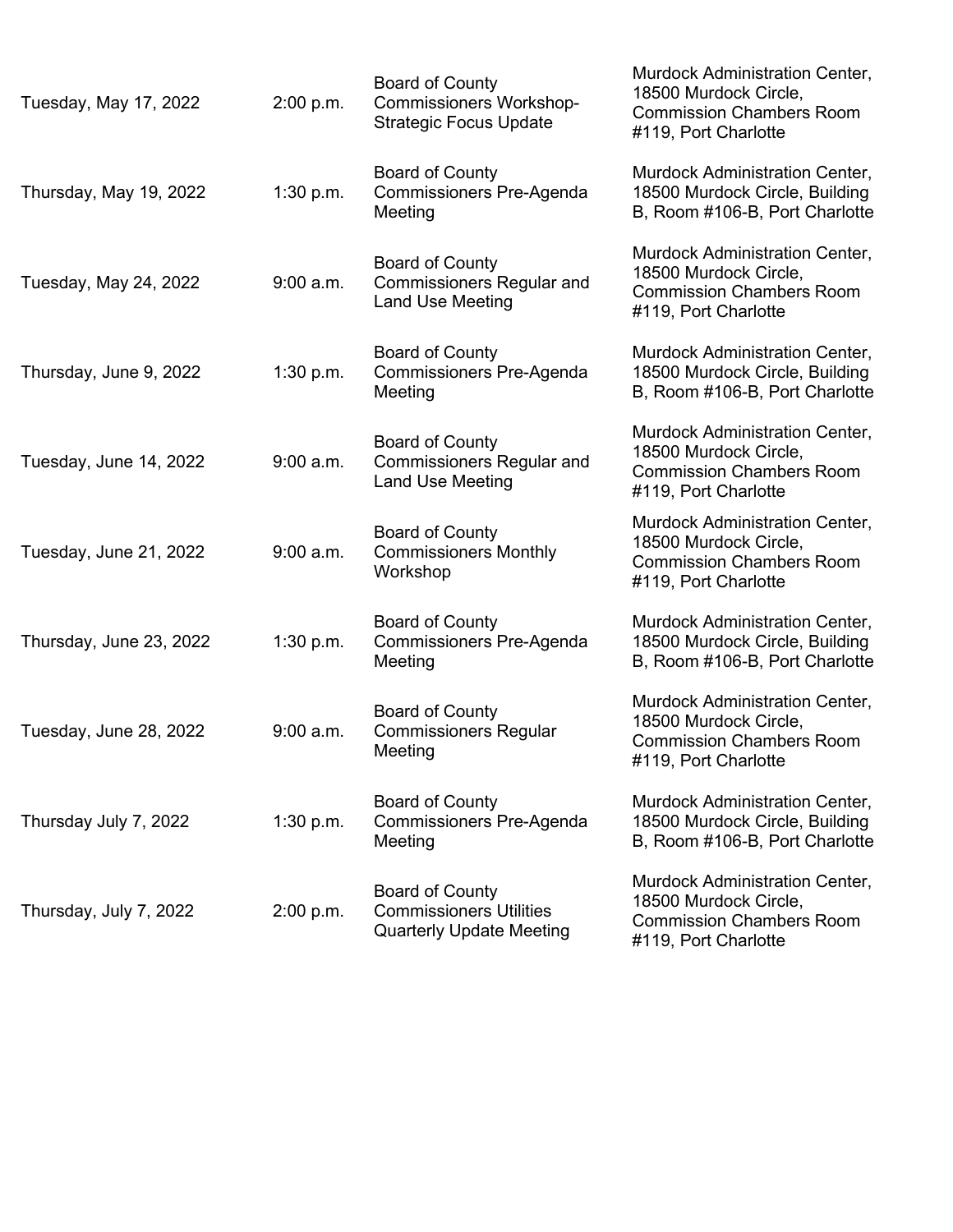| | | | |
|---|---|---|---|
| Tuesday, May 17, 2022 | 2:00 p.m. | Board of County Commissioners Workshop- Strategic Focus Update | Murdock Administration Center, 18500 Murdock Circle, Commission Chambers Room #119, Port Charlotte |
| Thursday, May 19, 2022 | 1:30 p.m. | Board of County Commissioners Pre-Agenda Meeting | Murdock Administration Center, 18500 Murdock Circle, Building B, Room #106-B, Port Charlotte |
| Tuesday, May 24, 2022 | 9:00 a.m. | Board of County Commissioners Regular and Land Use Meeting | Murdock Administration Center, 18500 Murdock Circle, Commission Chambers Room #119, Port Charlotte |
| Thursday, June 9, 2022 | 1:30 p.m. | Board of County Commissioners Pre-Agenda Meeting | Murdock Administration Center, 18500 Murdock Circle, Building B, Room #106-B, Port Charlotte |
| Tuesday, June 14, 2022 | 9:00 a.m. | Board of County Commissioners Regular and Land Use Meeting | Murdock Administration Center, 18500 Murdock Circle, Commission Chambers Room #119, Port Charlotte |
| Tuesday, June 21, 2022 | 9:00 a.m. | Board of County Commissioners Monthly Workshop | Murdock Administration Center, 18500 Murdock Circle, Commission Chambers Room #119, Port Charlotte |
| Thursday, June 23, 2022 | 1:30 p.m. | Board of County Commissioners Pre-Agenda Meeting | Murdock Administration Center, 18500 Murdock Circle, Building B, Room #106-B, Port Charlotte |
| Tuesday, June 28, 2022 | 9:00 a.m. | Board of County Commissioners Regular Meeting | Murdock Administration Center, 18500 Murdock Circle, Commission Chambers Room #119, Port Charlotte |
| Thursday July 7, 2022 | 1:30 p.m. | Board of County Commissioners Pre-Agenda Meeting | Murdock Administration Center, 18500 Murdock Circle, Building B, Room #106-B, Port Charlotte |
| Thursday, July 7, 2022 | 2:00 p.m. | Board of County Commissioners Utilities Quarterly Update Meeting | Murdock Administration Center, 18500 Murdock Circle, Commission Chambers Room #119, Port Charlotte |